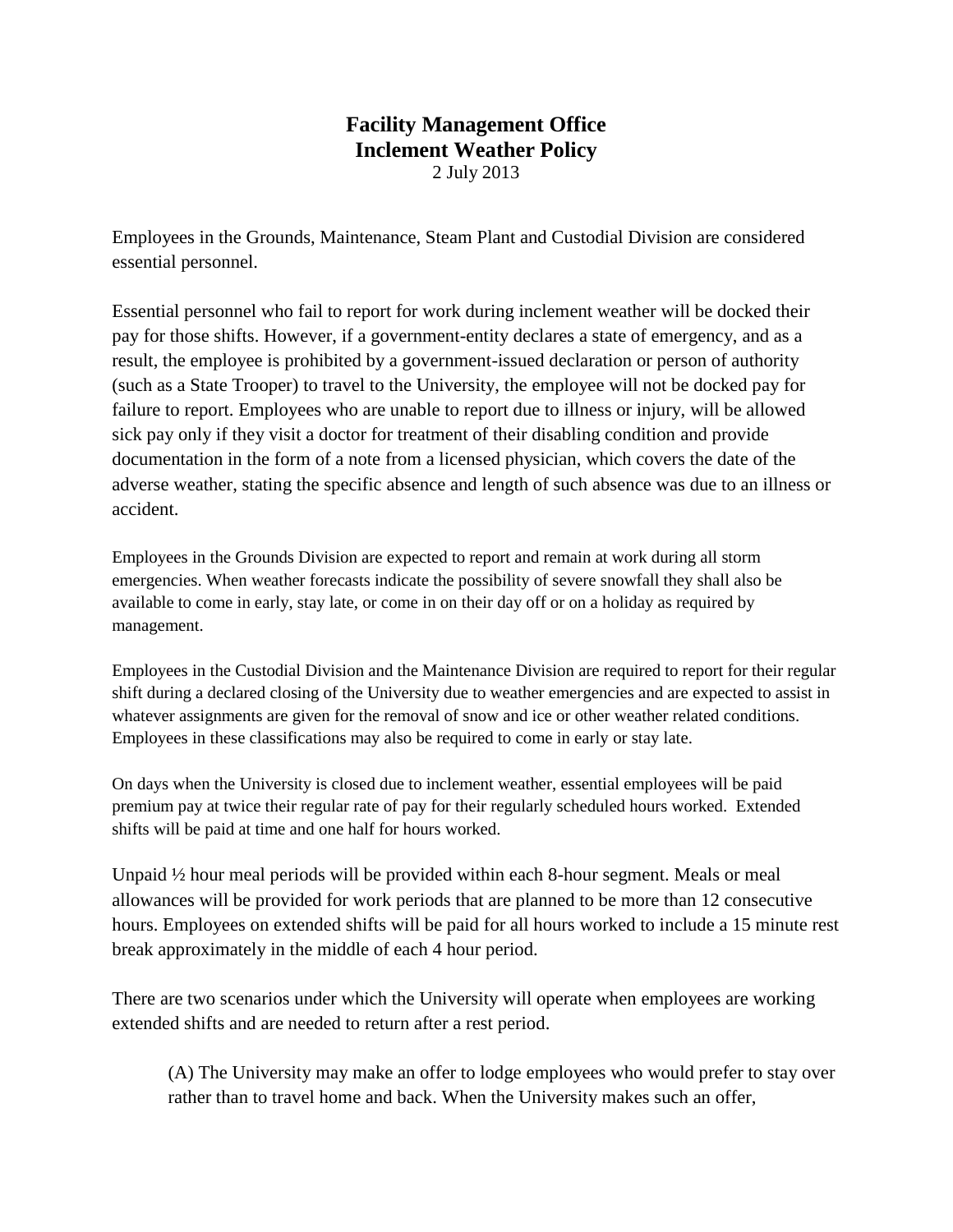# Facility Management Office
# Inclement Weather Policy

2 July 2013

Employees in the Grounds, Maintenance, Steam Plant and Custodial Division are considered essential personnel.

Essential personnel who fail to report for work during inclement weather will be docked their pay for those shifts. However, if a government-entity declares a state of emergency, and as a result, the employee is prohibited by a government-issued declaration or person of authority (such as a State Trooper) to travel to the University, the employee will not be docked pay for failure to report. Employees who are unable to report due to illness or injury, will be allowed sick pay only if they visit a doctor for treatment of their disabling condition and provide documentation in the form of a note from a licensed physician, which covers the date of the adverse weather, stating the specific absence and length of such absence was due to an illness or accident.

Employees in the Grounds Division are expected to report and remain at work during all storm emergencies. When weather forecasts indicate the possibility of severe snowfall they shall also be available to come in early, stay late, or come in on their day off or on a holiday as required by management.

Employees in the Custodial Division and the Maintenance Division are required to report for their regular shift during a declared closing of the University due to weather emergencies and are expected to assist in whatever assignments are given for the removal of snow and ice or other weather related conditions. Employees in these classifications may also be required to come in early or stay late.

On days when the University is closed due to inclement weather, essential employees will be paid premium pay at twice their regular rate of pay for their regularly scheduled hours worked. Extended shifts will be paid at time and one half for hours worked.

Unpaid ½ hour meal periods will be provided within each 8-hour segment. Meals or meal allowances will be provided for work periods that are planned to be more than 12 consecutive hours. Employees on extended shifts will be paid for all hours worked to include a 15 minute rest break approximately in the middle of each 4 hour period.

There are two scenarios under which the University will operate when employees are working extended shifts and are needed to return after a rest period.

> (A) The University may make an offer to lodge employees who would prefer to stay over rather than to travel home and back. When the University makes such an offer,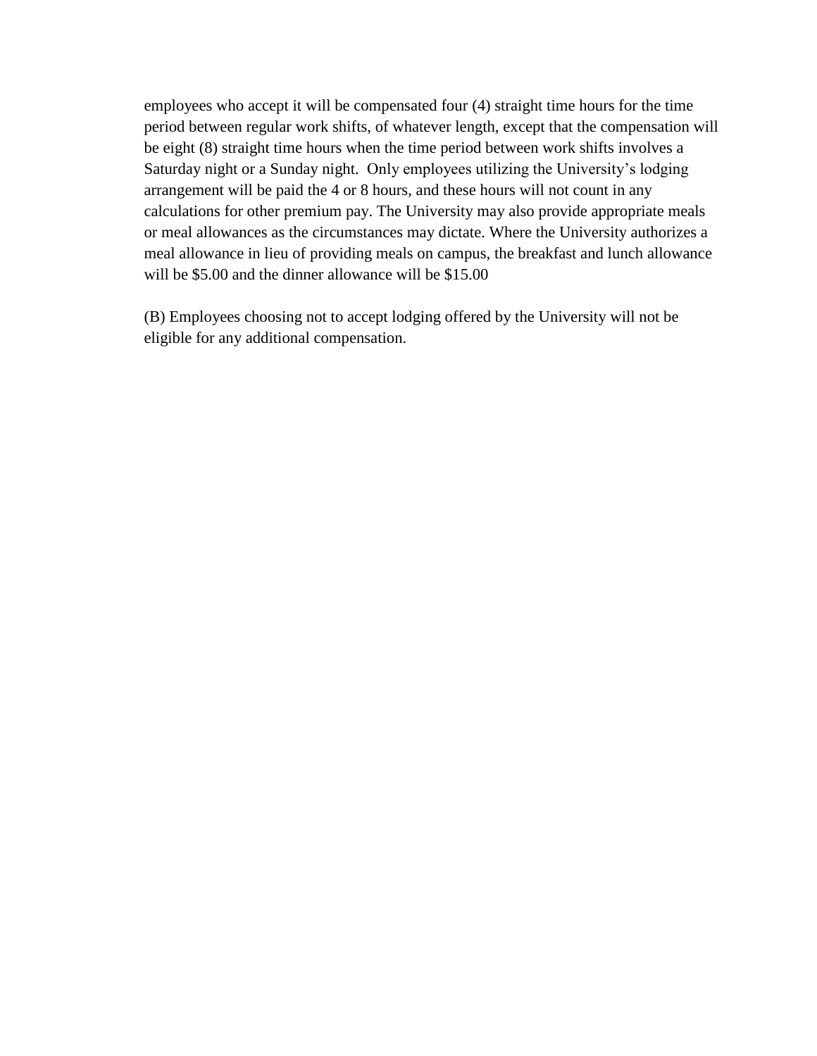employees who accept it will be compensated four (4) straight time hours for the time period between regular work shifts, of whatever length, except that the compensation will be eight (8) straight time hours when the time period between work shifts involves a Saturday night or a Sunday night. Only employees utilizing the University's lodging arrangement will be paid the 4 or 8 hours, and these hours will not count in any calculations for other premium pay. The University may also provide appropriate meals or meal allowances as the circumstances may dictate. Where the University authorizes a meal allowance in lieu of providing meals on campus, the breakfast and lunch allowance will be $5.00 and the dinner allowance will be $15.00

(B) Employees choosing not to accept lodging offered by the University will not be eligible for any additional compensation.